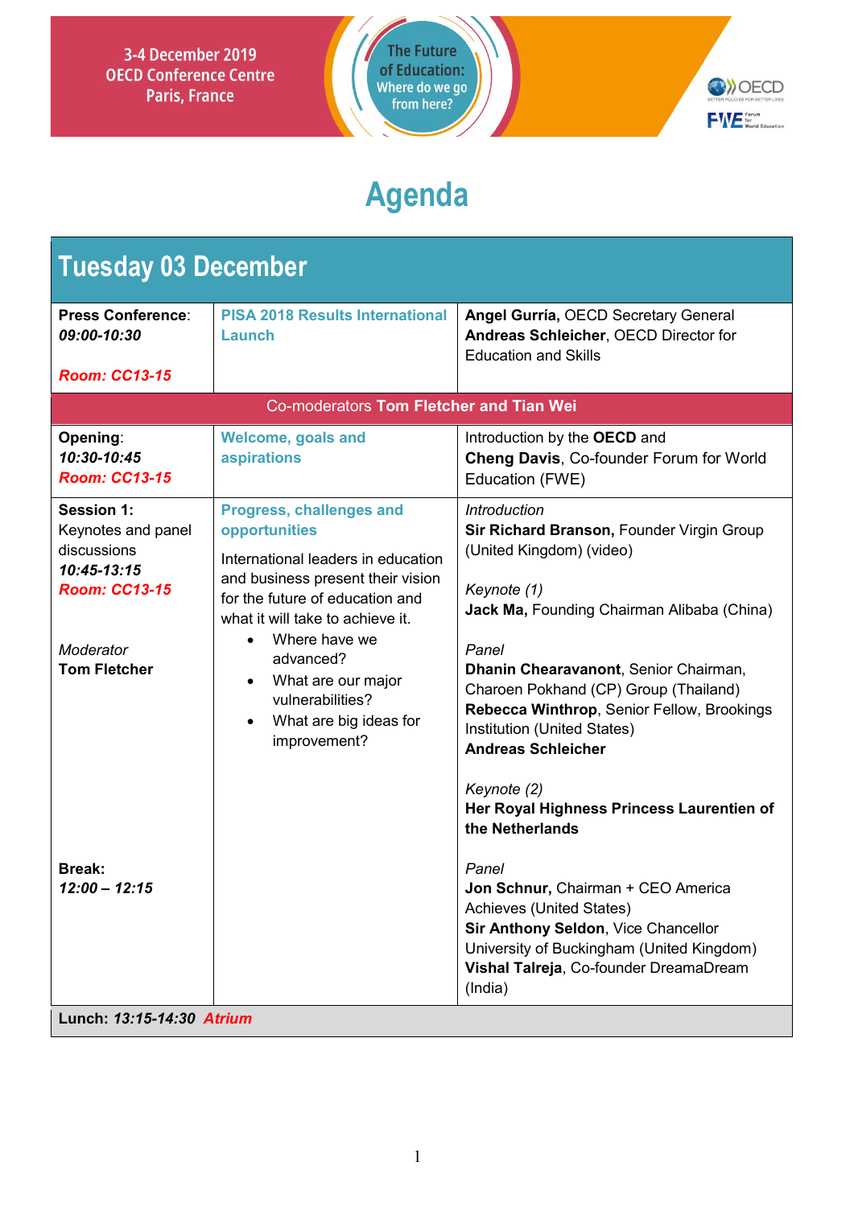3-4 December 2019
OECD Conference Centre
Paris, France

The Future of Education: Where do we go from here?

# Agenda

## Tuesday 03 December

| | | |
|---|---|---|
| **Press Conference**: ***09:00-10:30***<br><br>***Room: CC13-15*** | **PISA 2018 Results International Launch** | **Angel Gurría**, OECD Secretary General<br>**Andreas Schleicher**, OECD Director for Education and Skills |
| Co-moderators **Tom Fletcher and Tian Wei** | | |
| **Opening**: ***10:30-10:45*** ***Room: CC13-15*** | **Welcome, goals and aspirations** | Introduction by the **OECD** and **Cheng Davis**, Co-founder Forum for World Education (FWE) |
| **Session 1:** Keynotes and panel discussions ***10:45-13:15*** ***Room: CC13-15***<br><br>*Moderator* **Tom Fletcher**<br><br>**Break:** ***12:00 – 12:15*** | **Progress, challenges and opportunities**<br><br>International leaders in education and business present their vision for the future of education and what it will take to achieve it.<br>• Where have we advanced?<br>• What are our major vulnerabilities?<br>• What are big ideas for improvement? | *Introduction*<br>**Sir Richard Branson,** Founder Virgin Group (United Kingdom) (video)<br><br>*Keynote (1)*<br>**Jack Ma,** Founding Chairman Alibaba (China)<br><br>*Panel*<br>**Dhanin Chearavanont**, Senior Chairman, Charoen Pokhand (CP) Group (Thailand)<br>**Rebecca Winthrop**, Senior Fellow, Brookings Institution (United States)<br>**Andreas Schleicher**<br><br>*Keynote (2)*<br>**Her Royal Highness Princess Laurentien of the Netherlands**<br><br>*Panel*<br>**Jon Schnur,** Chairman + CEO America Achieves (United States)<br>**Sir Anthony Seldon**, Vice Chancellor University of Buckingham (United Kingdom)<br>**Vishal Talreja**, Co-founder DreamaDream (India) |
| **Lunch:** ***13:15-14:30*** ***Atrium*** | | |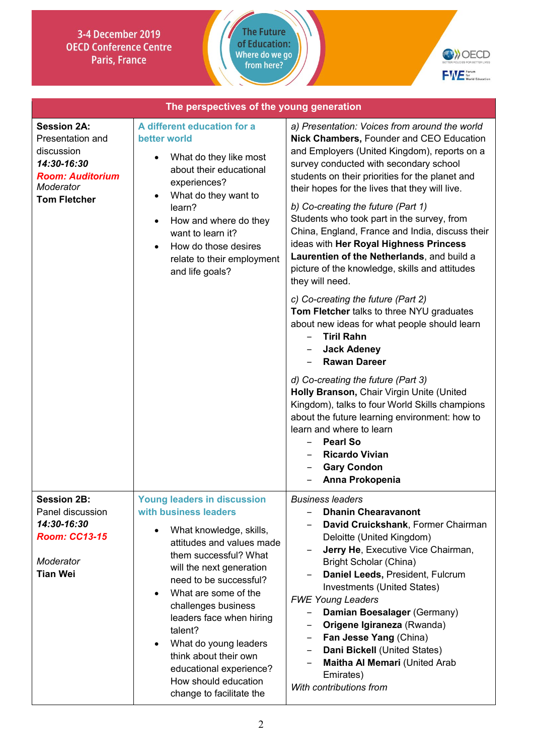| The perspectives of the young generation | | |
|---|---|---|
| **Session 2A:** Presentation and discussion ***14:30-16:30*** ***Room: Auditorium*** *Moderator* **Tom Fletcher** | **A different education for a better world** <br>• What do they like most about their educational experiences? <br>• What do they want to learn? <br>• How and where do they want to learn it? <br>• How do those desires relate to their employment and life goals? | *a) Presentation: Voices from around the world* **Nick Chambers,** Founder and CEO Education and Employers (United Kingdom), reports on a survey conducted with secondary school students on their priorities for the planet and their hopes for the lives that they will live. <br>*b) Co-creating the future (Part 1)* Students who took part in the survey, from China, England, France and India, discuss their ideas with **Her Royal Highness Princess Laurentien of the Netherlands**, and build a picture of the knowledge, skills and attitudes they will need. <br>*c) Co-creating the future (Part 2)* **Tom Fletcher** talks to three NYU graduates about new ideas for what people should learn <br>– **Tiril Rahn** <br>– **Jack Adeney** <br>– **Rawan Dareer** <br>*d) Co-creating the future (Part 3)* **Holly Branson,** Chair Virgin Unite (United Kingdom), talks to four World Skills champions about the future learning environment: how to learn and where to learn <br>– **Pearl So** <br>– **Ricardo Vivian** <br>– **Gary Condon** <br>– **Anna Prokopenia** |
| **Session 2B:** Panel discussion ***14:30-16:30*** ***Room: CC13-15*** *Moderator* **Tian Wei** | **Young leaders in discussion with business leaders** <br>• What knowledge, skills, attitudes and values made them successful? What will the next generation need to be successful? <br>• What are some of the challenges business leaders face when hiring talent? <br>• What do young leaders think about their own educational experience? How should education change to facilitate the | *Business leaders* <br>– **Dhanin Chearavanont** <br>– **David Cruickshank**, Former Chairman Deloitte (United Kingdom) <br>– **Jerry He**, Executive Vice Chairman, Bright Scholar (China) <br>– **Daniel Leeds,** President, Fulcrum Investments (United States) <br>*FWE Young Leaders* <br>– **Damian Boesalager** (Germany) <br>– **Origene Igiraneza** (Rwanda) <br>– **Fan Jesse Yang** (China) <br>– **Dani Bickell** (United States) <br>– **Maitha Al Memari** (United Arab Emirates) <br>*With contributions from* |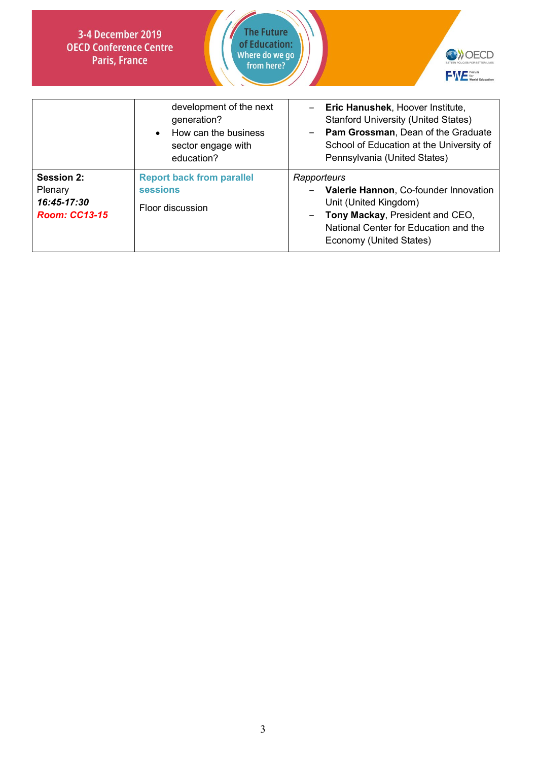| | | |
|---|---|---|
| | development of the next generation?<br>• How can the business sector engage with education? | – **Eric Hanushek**, Hoover Institute, Stanford University (United States)<br>– **Pam Grossman**, Dean of the Graduate School of Education at the University of Pennsylvania (United States) |
| **Session 2:**<br>Plenary<br>***16:45-17:30***<br>***Room: CC13-15*** | **Report back from parallel sessions**<br><br>Floor discussion | *Rapporteurs*<br>– **Valerie Hannon**, Co-founder Innovation Unit (United Kingdom)<br>– **Tony Mackay**, President and CEO, National Center for Education and the Economy (United States) |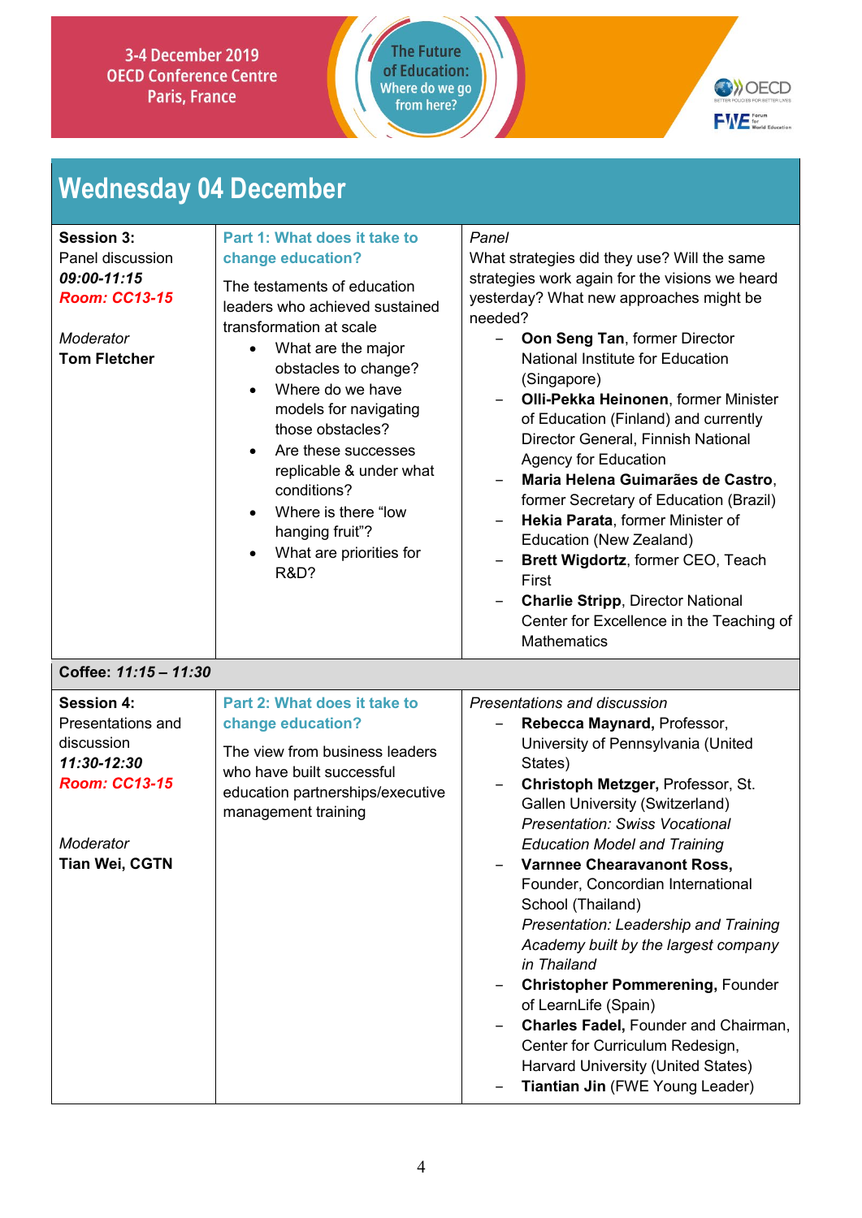3-4 December 2019
OECD Conference Centre
Paris, France

The Future of Education: Where do we go from here?

# Wednesday 04 December

| | | |
|---|---|---|
| **Session 3:**<br>Panel discussion<br>***09:00-11:15***<br>***Room: CC13-15***<br><br>*Moderator*<br>**Tom Fletcher** | **Part 1: What does it take to change education?**<br><br>The testaments of education leaders who achieved sustained transformation at scale<br>• What are the major obstacles to change?<br>• Where do we have models for navigating those obstacles?<br>• Are these successes replicable & under what conditions?<br>• Where is there "low hanging fruit"?<br>• What are priorities for R&D? | *Panel*<br>What strategies did they use? Will the same strategies work again for the visions we heard yesterday? What new approaches might be needed?<br>– **Oon Seng Tan**, former Director National Institute for Education (Singapore)<br>– **Olli-Pekka Heinonen**, former Minister of Education (Finland) and currently Director General, Finnish National Agency for Education<br>– **Maria Helena Guimarães de Castro**, former Secretary of Education (Brazil)<br>– **Hekia Parata**, former Minister of Education (New Zealand)<br>– **Brett Wigdortz**, former CEO, Teach First<br>– **Charlie Stripp**, Director National Center for Excellence in the Teaching of Mathematics |
| **Coffee: *11:15 – 11:30*** | | |
| **Session 4:**<br>Presentations and discussion<br>***11:30-12:30***<br>***Room: CC13-15***<br><br>*Moderator*<br>**Tian Wei, CGTN** | **Part 2: What does it take to change education?**<br><br>The view from business leaders who have built successful education partnerships/executive management training | *Presentations and discussion*<br>– **Rebecca Maynard,** Professor, University of Pennsylvania (United States)<br>– **Christoph Metzger,** Professor, St. Gallen University (Switzerland)<br>*Presentation: Swiss Vocational Education Model and Training*<br>– **Varnnee Chearavanont Ross,** Founder, Concordian International School (Thailand)<br>*Presentation: Leadership and Training Academy built by the largest company in Thailand*<br>– **Christopher Pommerening,** Founder of LearnLife (Spain)<br>– **Charles Fadel,** Founder and Chairman, Center for Curriculum Redesign, Harvard University (United States)<br>– **Tiantian Jin** (FWE Young Leader) |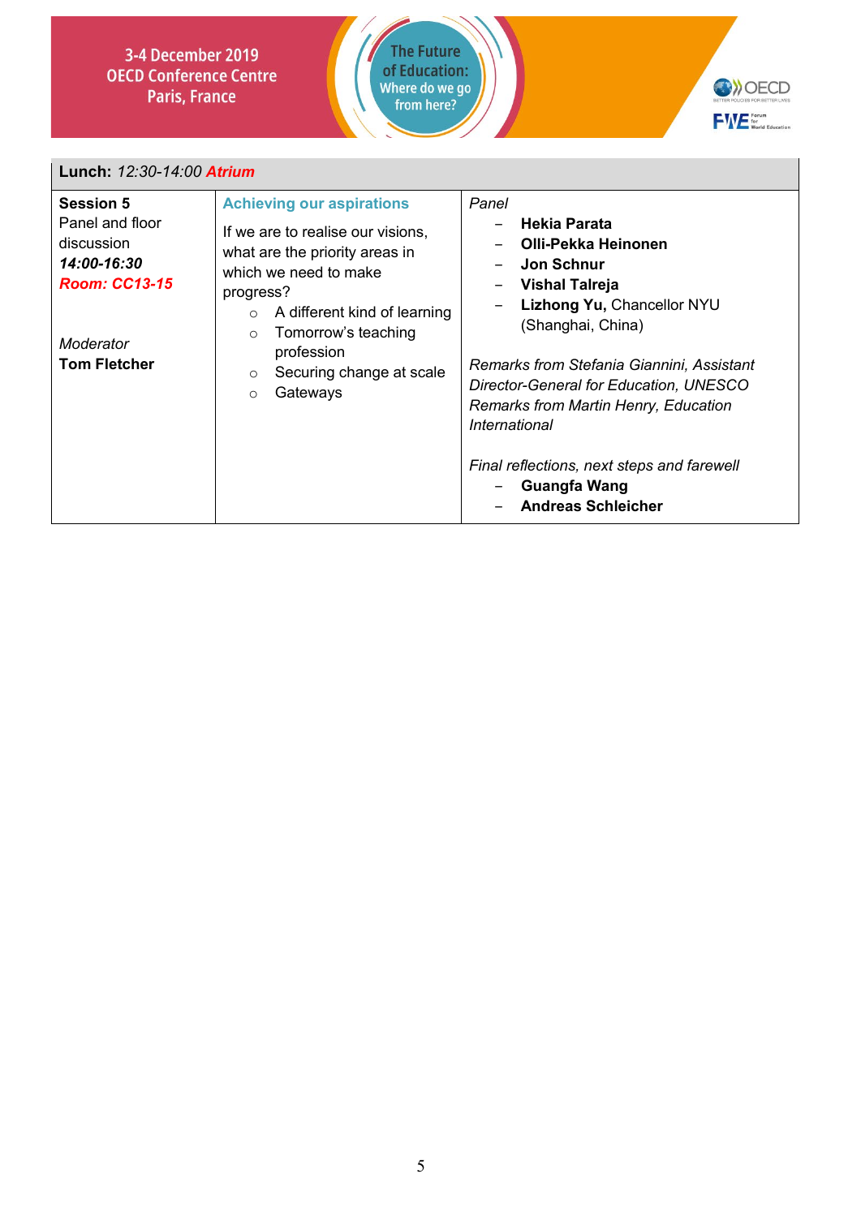3-4 December 2019
OECD Conference Centre
Paris, France

The Future of Education: Where do we go from here?

| **Lunch:** *12:30-14:00* ***Atrium*** | | |
|---|---|---|
| **Session 5**<br>Panel and floor discussion<br>***14:00-16:30***<br>***Room: CC13-15***<br><br>*Moderator*<br>**Tom Fletcher** | **Achieving our aspirations**<br><br>If we are to realise our visions, what are the priority areas in which we need to make progress?<br>○ A different kind of learning<br>○ Tomorrow's teaching profession<br>○ Securing change at scale<br>○ Gateways | *Panel*<br>– **Hekia Parata**<br>– **Olli-Pekka Heinonen**<br>– **Jon Schnur**<br>– **Vishal Talreja**<br>– **Lizhong Yu,** Chancellor NYU (Shanghai, China)<br><br>*Remarks from Stefania Giannini, Assistant Director-General for Education, UNESCO*<br>*Remarks from Martin Henry, Education International*<br><br>*Final reflections, next steps and farewell*<br>– **Guangfa Wang**<br>– **Andreas Schleicher** |